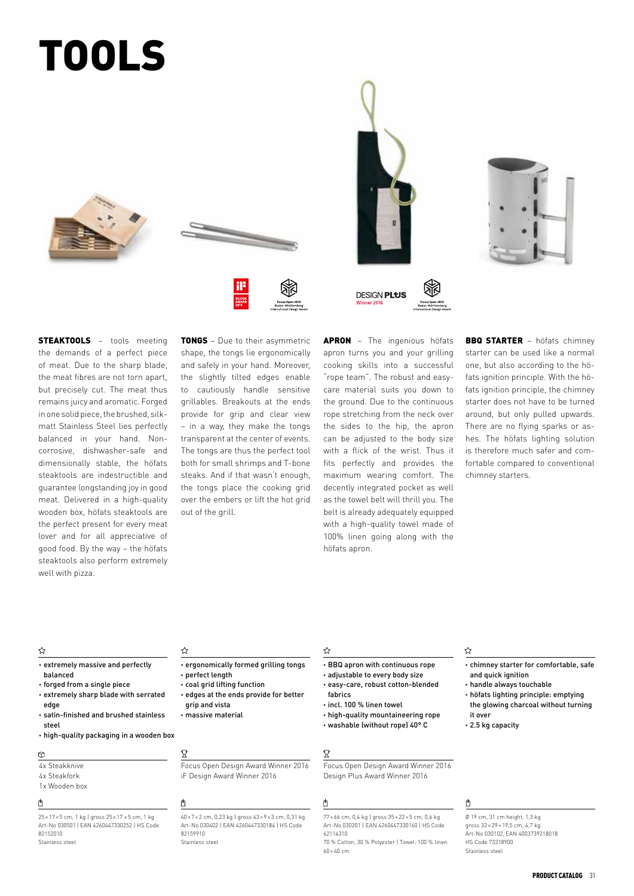# TOOLS

**STEAKTOOLS** – tools meeting the demands of a perfect piece of meat. Due to the sharp blade, the meat fibres are not torn apart, but precisely cut. The meat thus remains juicy and aromatic. Forged in one solid piece, the brushed, silk-matt Stainless Steel lies perfectly balanced in your hand. Non-corrosive, dishwasher-safe and dimensionally stable, the höfats steaktools are indestructible and guarantee longstanding joy in good meat. Delivered in a high-quality wooden box, höfats steaktools are the perfect present for every meat lover and for all appreciative of good food. By the way – the höfats steaktools also perform extremely well with pizza.

☆

- extremely massive and perfectly balanced
- forged from a single piece
- extremely sharp blade with serrated edge
- satin-finished and brushed stainless steel
- high-quality packaging in a wooden box

4x Steakknive
4x Steakfork
1x Wooden box

25 × 17 × 5 cm, 1 kg | gross 25 × 17 × 5 cm, 1 kg
Art-No 030501 | EAN 4260447330252 | HS Code 82152010
Stainless steel

**TONGS** – Due to their asymmetric shape, the tongs lie ergonomically and safely in your hand. Moreover, the slightly tilted edges enable to cautiously handle sensitive grillables. Breakouts at the ends provide for grip and clear view – in a way, they make the tongs transparent at the center of events. The tongs are thus the perfect tool both for small shrimps and T-bone steaks. And if that wasn't enough, the tongs place the cooking grid over the embers or lift the hot grid out of the grill.

☆

- ergonomically formed grilling tongs
- perfect length
- coal grid lifting function
- edges at the ends provide for better grip and vista
- massive material

Focus Open Design Award Winner 2016
iF Design Award Winner 2016

40 × 7 × 2 cm, 0,23 kg | gross 43 × 9 × 3 cm, 0,31 kg
Art-No 030402 | EAN 4260447330184 | HS Code 82159910
Stainless steel

**APRON** – The ingenious höfats apron turns you and your grilling cooking skills into a successful "rope team". The robust and easy-care material suits you down to the ground. Due to the continuous rope stretching from the neck over the sides to the hip, the apron can be adjusted to the body size with a flick of the wrist. Thus it fits perfectly and provides the maximum wearing comfort. The decently integrated pocket as well as the towel belt will thrill you. The belt is already adequately equipped with a high-quality towel made of 100% linen going along with the höfats apron.

☆

- BBQ apron with continuous rope
- adjustable to every body size
- easy-care, robust cotton-blended fabrics
- incl. 100 % linen towel
- high-quality mountaineering rope
- washable (without rope) 40° C

Focus Open Design Award Winner 2016
Design Plus Award Winner 2016

77 × 66 cm, 0,4 kg | gross 35 × 22 × 5 cm, 0,6 kg
Art-No 030201 | EAN 4260447330160 | HS Code 62114310
70 % Cotton, 30 % Polyester | Towel: 100 % linen 60 × 40 cm

**BBQ STARTER** – höfats chimney starter can be used like a normal one, but also according to the höfats ignition principle. With the höfats ignition principle, the chimney starter does not have to be turned around, but only pulled upwards. There are no flying sparks or ashes. The höfats lighting solution is therefore much safer and comfortable compared to conventional chimney starters.

☆

- chimney starter for comfortable, safe and quick ignition
- handle always touchable
- höfats lighting principle: emptying the glowing charcoal without turning it over
- 2.5 kg capacity

Ø 19 cm, 31 cm height, 1,3 kg
gross 32 × 29 × 19,5 cm, 4,7 kg
Art-No 030102, EAN 4003739218018
HS Code 73218900
Stainless steel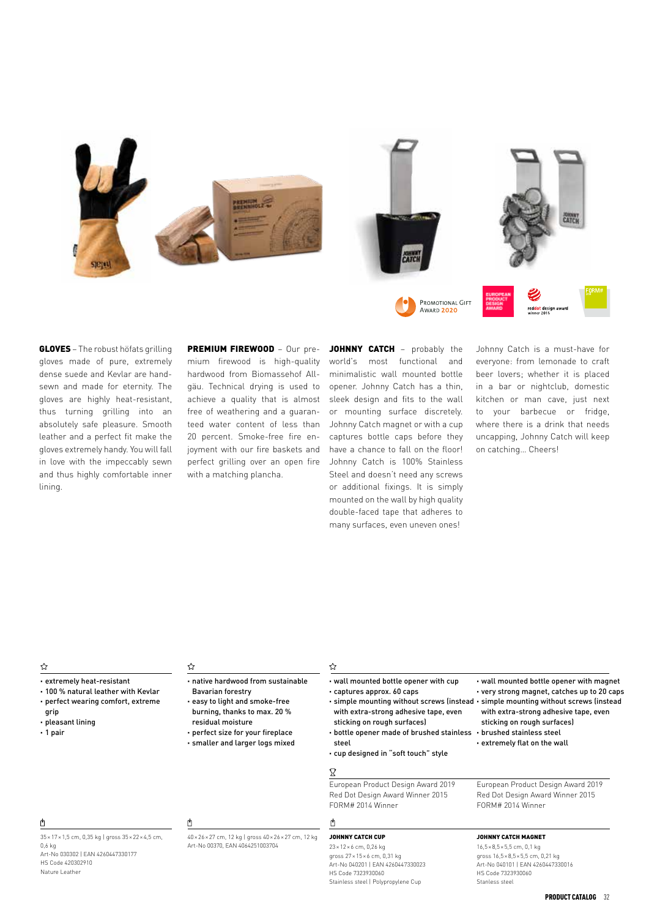**GLOVES** – The robust höfats grilling gloves made of pure, extremely dense suede and Kevlar are hand-sewn and made for eternity. The gloves are highly heat-resistant, thus turning grilling into an absolutely safe pleasure. Smooth leather and a perfect fit make the gloves extremely handy. You will fall in love with the impeccably sewn and thus highly comfortable inner lining.

- extremely heat-resistant
- 100 % natural leather with Kevlar
- perfect wearing comfort, extreme grip
- pleasant lining
- 1 pair

35 × 17 × 1,5 cm, 0,35 kg | gross 35 × 22 × 4,5 cm, 0,6 kg
Art-No 030302 | EAN 4260447330177
HS Code 420302910
Nature Leather

**PREMIUM FIREWOOD** – Our premium firewood is high-quality hardwood from Biomassehof Allgäu. Technical drying is used to achieve a quality that is almost free of weathering and a guaranteed water content of less than 20 percent. Smoke-free fire enjoyment with our fire baskets and perfect grilling over an open fire with a matching plancha.

- native hardwood from sustainable Bavarian forestry
- easy to light and smoke-free burning, thanks to max. 20 % residual moisture
- perfect size for your fireplace
- smaller and larger logs mixed

40 × 26 × 27 cm, 12 kg | gross 40 × 26 × 27 cm, 12 kg
Art-No 00370, EAN 4064251003704

Promotional Gift Award 2020

European Product Design Award

reddot design award winner 2015

FORM#

**JOHNNY CATCH** – probably the world's most functional and minimalistic wall mounted bottle opener. Johnny Catch has a thin, sleek design and fits to the wall or mounting surface discretely. Johnny Catch magnet or with a cup captures bottle caps before they have a chance to fall on the floor! Johnny Catch is 100% Stainless Steel and doesn't need any screws or additional fixings. It is simply mounted on the wall by high quality double-faced tape that adheres to many surfaces, even uneven ones!

Johnny Catch is a must-have for everyone: from lemonade to craft beer lovers; whether it is placed in a bar or nightclub, domestic kitchen or man cave, just next to your barbecue or fridge, where there is a drink that needs uncapping, Johnny Catch will keep on catching… Cheers!

- wall mounted bottle opener with cup
- captures approx. 60 caps
- simple mounting without screws (instead with extra-strong adhesive tape, even sticking on rough surfaces)
- bottle opener made of brushed stainless steel
- cup designed in "soft touch" style

European Product Design Award 2019
Red Dot Design Award Winner 2015
FORM# 2014 Winner

**JOHNNY CATCH CUP**
23 × 12 × 6 cm, 0,26 kg
gross 27 × 15 × 6 cm, 0,31 kg
Art-No 040201 | EAN 4260447330023
HS Code 7323930060
Stainless steel | Polypropylene Cup

- wall mounted bottle opener with magnet
- very strong magnet, catches up to 20 caps
- simple mounting without screws (instead with extra-strong adhesive tape, even sticking on rough surfaces)
- brushed stainless steel
- extremely flat on the wall

European Product Design Award 2019
Red Dot Design Award Winner 2015
FORM# 2014 Winner

**JOHNNY CATCH MAGNET**
16,5 × 8,5 × 5,5 cm, 0,1 kg
gross 16,5 × 8,5 × 5,5 cm, 0,21 kg
Art-No 040101 | EAN 4260447330016
HS Code 7323930060
Stanless steel